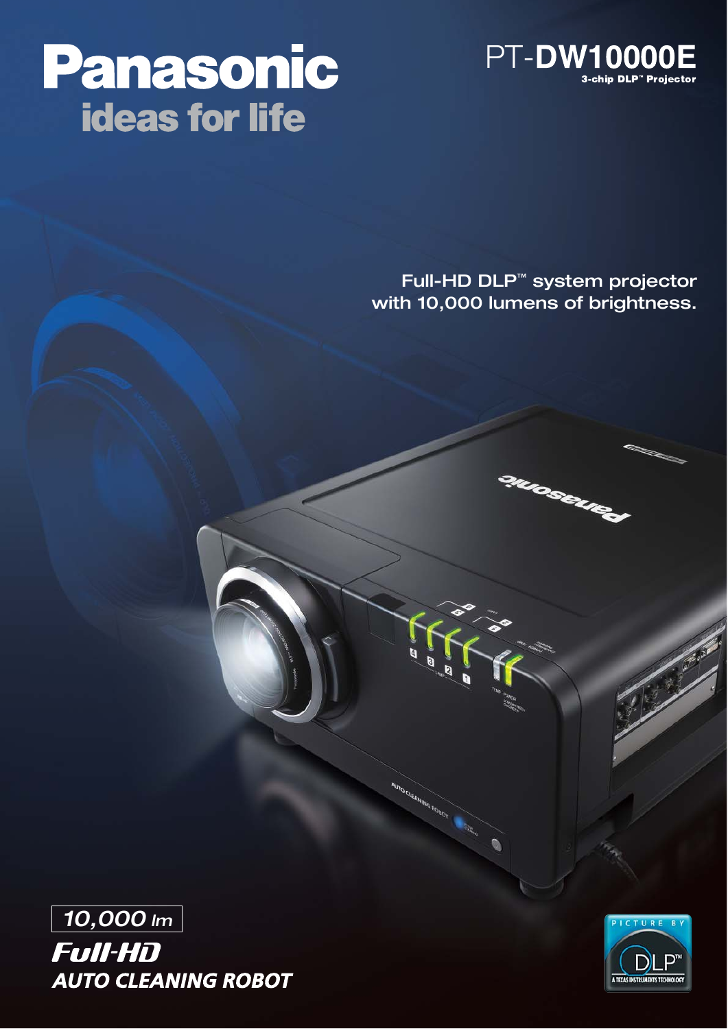# Panasonic

## ideas for life

# PT-DW10000E

**3-chip DLP™ Projector**

Full-HD DLP™ system projector with 10,000 lumens of brightness.

*10,000 lm*

***Full-HD***

***AUTO CLEANING ROBOT***

PICTURE BY DLP™ A TEXAS INSTRUMENTS TECHNOLOGY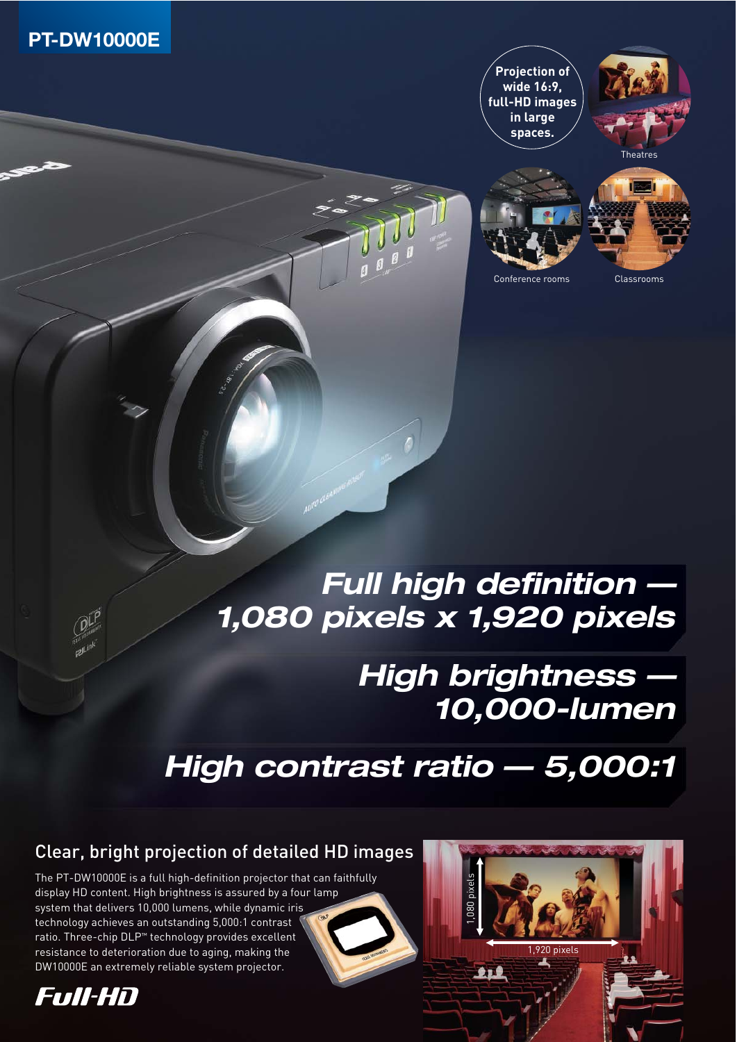**PT-DW10000E**

**Projection of wide 16:9, full-HD images in large spaces.**

Theatres

Conference rooms

Classrooms

## *Full high definition — 1,080 pixels x 1,920 pixels*

## *High brightness — 10,000-lumen*

## *High contrast ratio — 5,000:1*

### Clear, bright projection of detailed HD images

The PT-DW10000E is a full high-definition projector that can faithfully display HD content. High brightness is assured by a four lamp system that delivers 10,000 lumens, while dynamic iris technology achieves an outstanding 5,000:1 contrast ratio. Three-chip DLP™ technology provides excellent resistance to deterioration due to aging, making the DW10000E an extremely reliable system projector.

*Full-HD*

1,080 pixels

1,920 pixels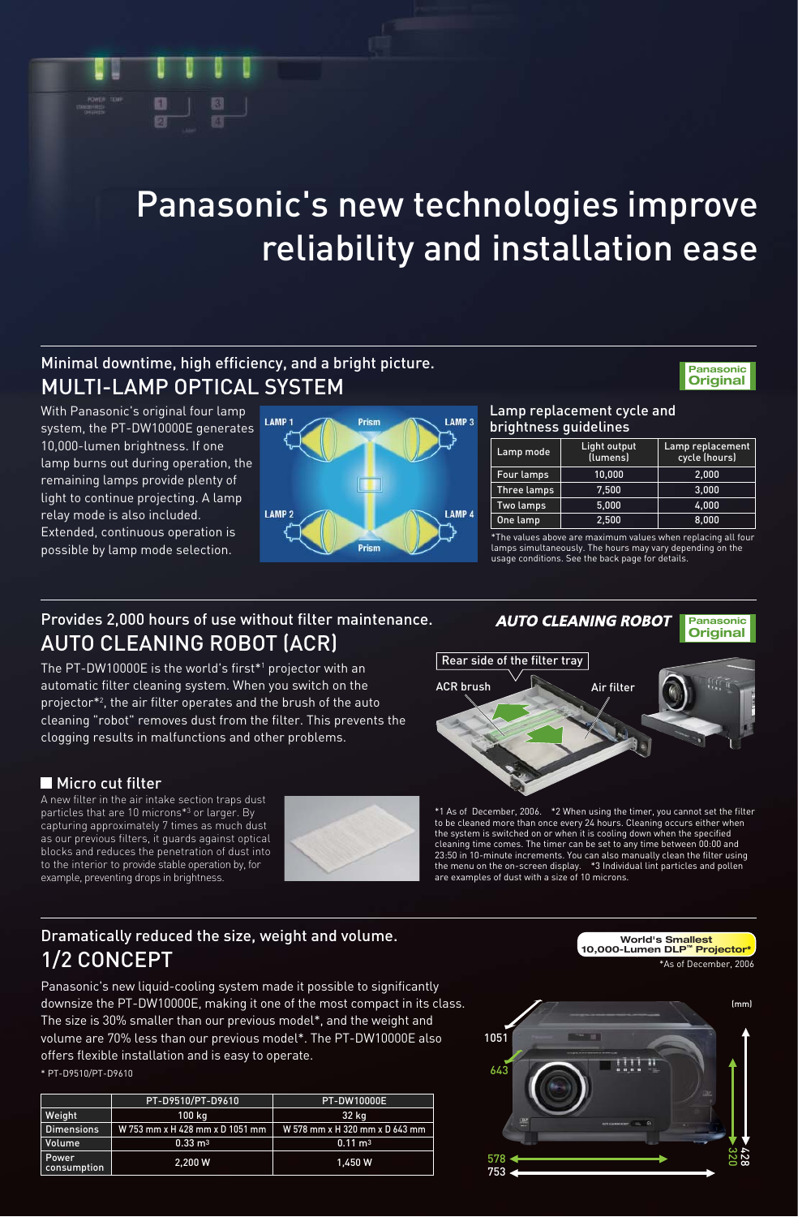# Panasonic's new technologies improve reliability and installation ease

## Minimal downtime, high efficiency, and a bright picture.
## MULTI-LAMP OPTICAL SYSTEM

Panasonic Original

With Panasonic's original four lamp system, the PT-DW10000E generates 10,000-lumen brightness. If one lamp burns out during operation, the remaining lamps provide plenty of light to continue projecting. A lamp relay mode is also included. Extended, continuous operation is possible by lamp mode selection.

LAMP 1 · Prism · LAMP 3 · LAMP 2 · LAMP 4 · Prism

### Lamp replacement cycle and brightness guidelines

| Lamp mode | Light output (lumens) | Lamp replacement cycle (hours) |
|---|---|---|
| Four lamps | 10,000 | 2,000 |
| Three lamps | 7,500 | 3,000 |
| Two lamps | 5,000 | 4,000 |
| One lamp | 2,500 | 8,000 |

*The values above are maximum values when replacing all four lamps simultaneously. The hours may vary depending on the usage conditions. See the back page for details.

## Provides 2,000 hours of use without filter maintenance.
## AUTO CLEANING ROBOT (ACR)

*AUTO CLEANING ROBOT* Panasonic Original

The PT-DW10000E is the world's first*[1] projector with an automatic filter cleaning system. When you switch on the projector*[2], the air filter operates and the brush of the auto cleaning "robot" removes dust from the filter. This prevents the clogging results in malfunctions and other problems.

Rear side of the filter tray · ACR brush · Air filter

### Micro cut filter

A new filter in the air intake section traps dust particles that are 10 microns*[3] or larger. By capturing approximately 7 times as much dust as our previous filters, it guards against optical blocks and reduces the penetration of dust into to the interior to provide stable operation by, for example, preventing drops in brightness.

*1 As of December, 2006. *2 When using the timer, you cannot set the filter to be cleaned more than once every 24 hours. Cleaning occurs either when the system is switched on or when it is cooling down when the specified cleaning time comes. The timer can be set to any time between 00:00 and 23:50 in 10-minute increments. You can also manually clean the filter using the menu on the on-screen display. *3 Individual lint particles and pollen are examples of dust with a size of 10 microns.

## Dramatically reduced the size, weight and volume.
## 1/2 CONCEPT

World's Smallest 10,000-Lumen DLP™ Projector*
*As of December, 2006

Panasonic's new liquid-cooling system made it possible to significantly downsize the PT-DW10000E, making it one of the most compact in its class. The size is 30% smaller than our previous model*, and the weight and volume are 70% less than our previous model*. The PT-DW10000E also offers flexible installation and is easy to operate.

* PT-D9510/PT-D9610

| | PT-D9510/PT-D9610 | PT-DW10000E |
|---|---|---|
| Weight | 100 kg | 32 kg |
| Dimensions | W 753 mm x H 428 mm x D 1051 mm | W 578 mm x H 320 mm x D 643 mm |
| Volume | 0.33 m³ | 0.11 m³ |
| Power consumption | 2,200 W | 1,450 W |

(mm) 1051 · 643 · 578 · 753 · 428 · 320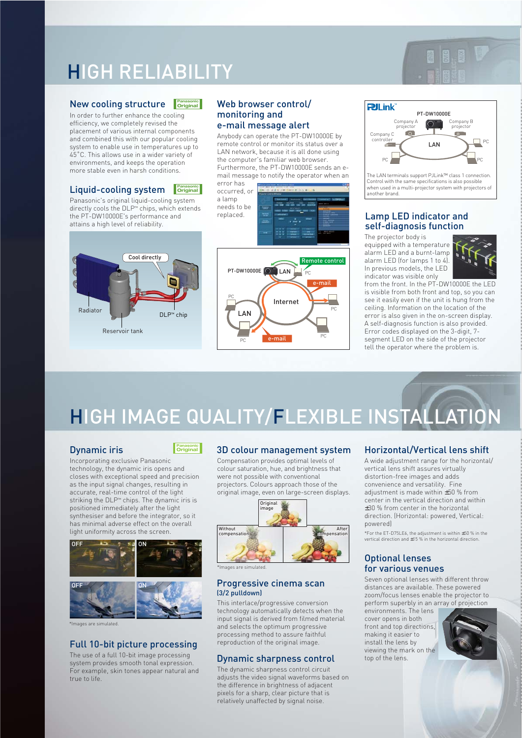# HIGH RELIABILITY

## New cooling structure

Panasonic Original

In order to further enhance the cooling efficiency, we completely revised the placement of various internal components and combined this with our popular cooling system to enable use in temperatures up to 45˚C. This allows use in a wider variety of environments, and keeps the operation more stable even in harsh conditions.

## Liquid-cooling system

Panasonic Original

Panasonic's original liquid-cooling system directly cools the DLP™ chips, which extends the PT-DW10000E's performance and attains a high level of reliability.

Cool directly

Radiator

DLP™ chip

Reservoir tank

## Web browser control/ monitoring and e-mail message alert

Anybody can operate the PT-DW10000E by remote control or monitor its status over a LAN network, because it is all done using the computer's familiar web browser. Furthermore, the PT-DW10000E sends an e-mail message to notify the operator when an error has occurred, or a lamp needs to be replaced.

PT-DW10000E, LAN, Remote control, PC, e-mail, Internet, LAN, PC, e-mail

PJLink™

PT-DW10000E, Company A projector, Company B projector, Company C controller, LAN, PC

The LAN terminals support PJLink™ class 1 connection. Control with the same specifications is also possible when used in a multi-projector system with projectors of another brand.

## Lamp LED indicator and self-diagnosis function

The projector body is equipped with a temperature alarm LED and a burnt-lamp alarm LED (for lamps 1 to 4). In previous models, the LED indicator was visible only from the front. In the PT-DW10000E the LED is visible from both front and top, so you can see it easily even if the unit is hung from the ceiling. Information on the location of the error is also given in the on-screen display. A self-diagnosis function is also provided. Error codes displayed on the 3-digit, 7-segment LED on the side of the projector tell the operator where the problem is.

# HIGH IMAGE QUALITY/FLEXIBLE INSTALLATION

## Dynamic iris

Panasonic Original

Incorporating exclusive Panasonic technology, the dynamic iris opens and closes with exceptional speed and precision as the input signal changes, resulting in accurate, real-time control of the light striking the DLP™ chips. The dynamic iris is positioned immediately after the light synthesiser and before the integrator, so it has minimal adverse effect on the overall light uniformity across the screen.

OFF / ON

OFF / ON

*Images are simulated.

## Full 10-bit picture processing

The use of a full 10-bit image processing system provides smooth tonal expression. For example, skin tones appear natural and true to life.

## 3D colour management system

Compensation provides optimal levels of colour saturation, hue, and brightness that were not possible with conventional projectors. Colours approach those of the original image, even on large-screen displays.

Original image

Without compensation / After compensation

*Images are simulated.

## Progressive cinema scan (3/2 pulldown)

This interlace/progressive conversion technology automatically detects when the input signal is derived from filmed material and selects the optimum progressive processing method to assure faithful reproduction of the original image.

## Dynamic sharpness control

The dynamic sharpness control circuit adjusts the video signal waveforms based on the difference in brightness of adjacent pixels for a sharp, clear picture that is relatively unaffected by signal noise.

## Horizontal/Vertical lens shift

A wide adjustment range for the horizontal/vertical lens shift assures virtually distortion-free images and adds convenience and versatility. Fine adjustment is made within ±50 % from center in the vertical direction and within ±30 % from center in the horizontal direction. (Horizontal: powered, Vertical: powered)

*For the ET-D75LE6, the adjustment is within ±50 % in the vertical direction and ±15 % in the horizontal direction.

## Optional lenses for various venues

Seven optional lenses with different throw distances are available. These powered zoom/focus lenses enable the projector to perform superbly in an array of projection environments. The lens cover opens in both front and top directions, making it easier to install the lens by viewing the mark on the top of the lens.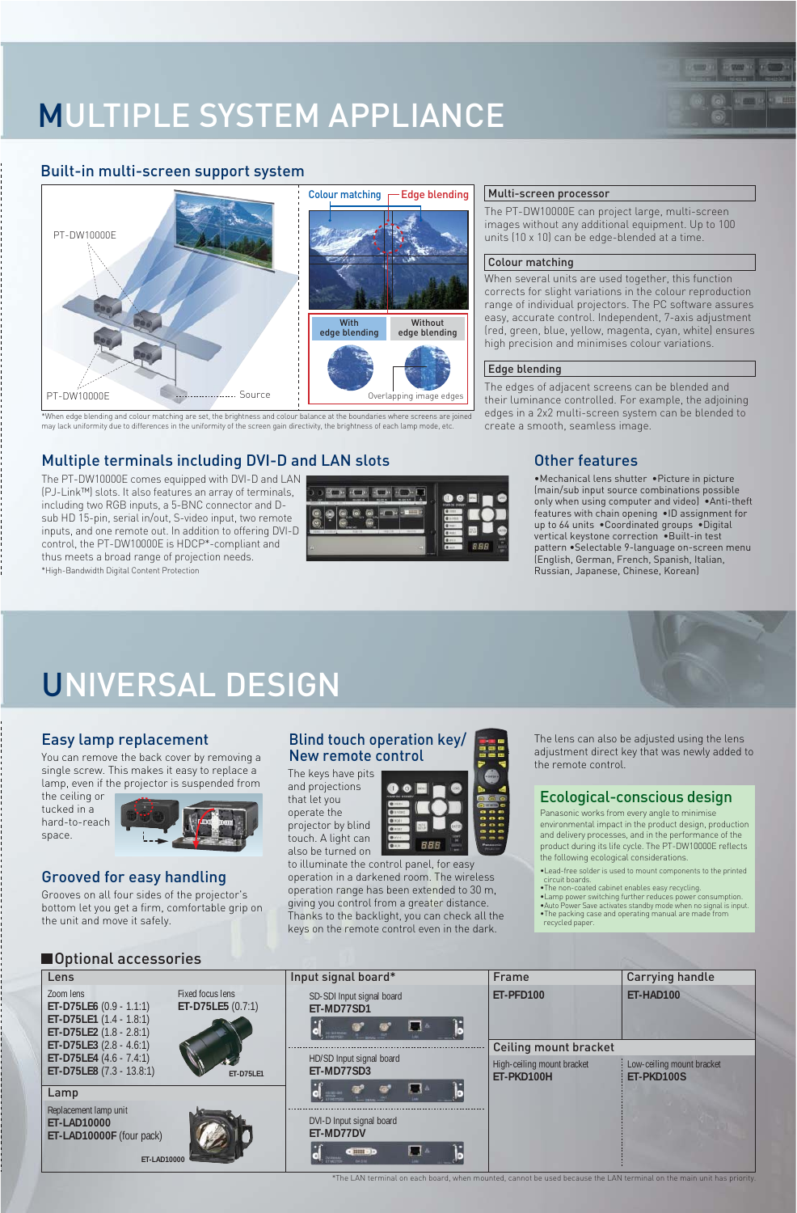# MULTIPLE SYSTEM APPLIANCE

## Built-in multi-screen support system

PT-DW10000E

PT-DW10000E

Source

Colour matching — Edge blending

With edge blending — Without edge blending

Overlapping image edges

*When edge blending and colour matching are set, the brightness and colour balance at the boundaries where screens are joined may lack uniformity due to differences in the uniformity of the screen gain directivity, the brightness of each lamp mode, etc.

### Multi-screen processor

The PT-DW10000E can project large, multi-screen images without any additional equipment. Up to 100 units (10 x 10) can be edge-blended at a time.

### Colour matching

When several units are used together, this function corrects for slight variations in the colour reproduction range of individual projectors. The PC software assures easy, accurate control. Independent, 7-axis adjustment (red, green, blue, yellow, magenta, cyan, white) ensures high precision and minimises colour variations.

### Edge blending

The edges of adjacent screens can be blended and their luminance controlled. For example, the adjoining edges in a 2x2 multi-screen system can be blended to create a smooth, seamless image.

## Multiple terminals including DVI-D and LAN slots

The PT-DW10000E comes equipped with DVI-D and LAN (PJ-Link™) slots. It also features an array of terminals, including two RGB inputs, a 5-BNC connector and D-sub HD 15-pin, serial in/out, S-video input, two remote inputs, and one remote out. In addition to offering DVI-D control, the PT-DW10000E is HDCP*-compliant and thus meets a broad range of projection needs.

*High-Bandwidth Digital Content Protection

## Other features

•Mechanical lens shutter •Picture in picture (main/sub input source combinations possible only when using computer and video) •Anti-theft features with chain opening •ID assignment for up to 64 units •Coordinated groups •Digital vertical keystone correction •Built-in test pattern •Selectable 9-language on-screen menu (English, German, French, Spanish, Italian, Russian, Japanese, Chinese, Korean)

# UNIVERSAL DESIGN

## Easy lamp replacement

You can remove the back cover by removing a single screw. This makes it easy to replace a lamp, even if the projector is suspended from the ceiling or tucked in a hard-to-reach space.

## Grooved for easy handling

Grooves on all four sides of the projector's bottom let you get a firm, comfortable grip on the unit and move it safely.

## Blind touch operation key/ New remote control

The keys have pits and projections that let you operate the projector by blind touch. A light can also be turned on to illuminate the control panel, for easy operation in a darkened room. The wireless operation range has been extended to 30 m, giving you control from a greater distance. Thanks to the backlight, you can check all the keys on the remote control even in the dark.

The lens can also be adjusted using the lens adjustment direct key that was newly added to the remote control.

## Ecological-conscious design

Panasonic works from every angle to minimise environmental impact in the product design, production and delivery processes, and in the performance of the product during its life cycle. The PT-DW10000E reflects the following ecological considerations.

- Lead-free solder is used to mount components to the printed circuit boards.
- The non-coated cabinet enables easy recycling.
- Lamp power switching further reduces power consumption.
- Auto Power Save activates standby mode when no signal is input.
- The packing case and operating manual are made from recycled paper.

## Optional accessories

### Lens

Zoom lens
- **ET-D75LE6** (0.9 - 1.1:1)
- **ET-D75LE1** (1.4 - 1.8:1)
- **ET-D75LE2** (1.8 - 2.8:1)
- **ET-D75LE3** (2.8 - 4.6:1)
- **ET-D75LE4** (4.6 - 7.4:1)
- **ET-D75LE8** (7.3 - 13.8:1)

Fixed focus lens
- **ET-D75LE5** (0.7:1)

ET-D75LE1

### Lamp

Replacement lamp unit
- **ET-LAD10000**
- **ET-LAD10000F** (four pack)

ET-LAD10000

### Input signal board*

SD-SDI Input signal board
**ET-MD77SD1**

HD/SD Input signal board
**ET-MD77SD3**

DVI-D Input signal board
**ET-MD77DV**

### Frame

**ET-PFD100**

### Carrying handle

**ET-HAD100**

### Ceiling mount bracket

High-ceiling mount bracket
**ET-PKD100H**

Low-ceiling mount bracket
**ET-PKD100S**

*The LAN terminal on each board, when mounted, cannot be used because the LAN terminal on the main unit has priority.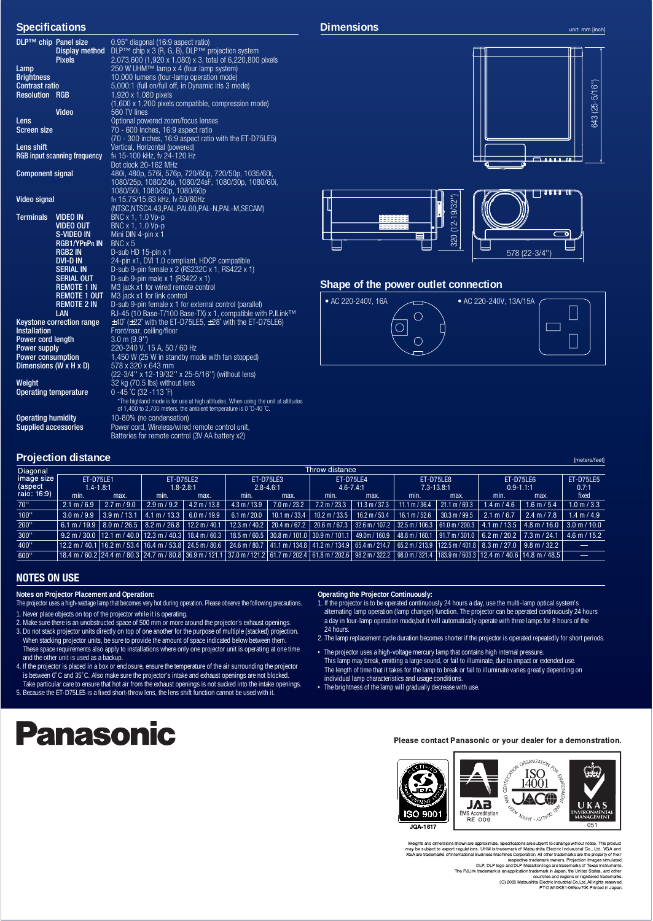## Specifications

| | |
|---|---|
| **DLP™ chip Panel size** | 0.95" diagonal (16:9 aspect ratio) |
| **Display method** | DLP™ chip x 3 (R, G, B), DLP™ projection system |
| **Pixels** | 2,073,600 (1,920 x 1,080) x 3, total of 6,220,800 pixels |
| **Lamp** | 250 W UHM™ lamp x 4 (four lamp system) |
| **Brightness** | 10,000 lumens (four-lamp operation mode) |
| **Contrast ratio** | 5,000:1 (full on/full off, in Dynamic iris 3 mode) |
| **Resolution RGB** | 1,920 x 1,080 pixels (1,600 x 1,200 pixels compatible, compression mode) |
| **Video** | 560 TV lines |
| **Lens** | Optional powered zoom/focus lenses |
| **Screen size** | 70 - 600 inches, 16:9 aspect ratio (70 - 300 inches, 16:9 aspect ratio with the ET-D75LE5) |
| **Lens shift** | Vertical, Horizontal (powered) |
| **RGB input scanning frequency** | fH 15-100 kHz, fV 24-120 Hz Dot clock 20-162 MHz |
| **Component signal** | 480i, 480p, 576i, 576p, 720/60p, 720/50p, 1035/60i, 1080/25p, 1080/24p, 1080/24sF, 1080/30p, 1080/60i, 1080/50i, 1080/50p, 1080/60p |
| **Video signal** | fH 15.75/15.63 kHz, fV 50/60Hz (NTSC,NTSC4.43,PAL,PAL60,PAL-N,PAL-M,SECAM) |
| **Terminals VIDEO IN** | BNC x 1, 1.0 Vp-p |
| **VIDEO OUT** | BNC x 1, 1.0 Vp-p |
| **S-VIDEO IN** | Mini DIN 4-pin x 1 |
| **RGB1/YPBPR IN** | BNC x 5 |
| **RGB2 IN** | D-sub HD 15-pin x 1 |
| **DVI-D IN** | 24-pin x1, DVI 1.0 compliant, HDCP compatible |
| **SERIAL IN** | D-sub 9-pin female x 2 (RS232C x 1, RS422 x 1) |
| **SERIAL OUT** | D-sub 9-pin male x 1 (RS422 x 1) |
| **REMOTE 1 IN** | M3 jack x1 for wired remote control |
| **REMOTE 1 OUT** | M3 jack x1 for link control |
| **REMOTE 2 IN** | D-sub 9-pin female x 1 for external control (parallel) |
| **LAN** | RJ-45 (10 Base-T/100 Base-TX) x 1, compatible with PJLink™ |
| **Keystone correction range** | ±40° (±22° with the ET-D75LE5, ±28° with the ET-D75LE6) |
| **Installation** | Front/rear, ceiling/floor |
| **Power cord length** | 3.0 m (9.9'') |
| **Power supply** | 220-240 V, 15 A, 50 / 60 Hz |
| **Power consumption** | 1,450 W (25 W in standby mode with fan stopped) |
| **Dimensions (W x H x D)** | 578 x 320 x 643 mm (22-3/4'' x 12-19/32'' x 25-5/16'') (without lens) |
| **Weight** | 32 kg (70.5 lbs) without lens |
| **Operating temperature** | 0 -45 °C (32 -113 °F) *The highland mode is for use at high altitudes. When using the unit at altitudes of 1,400 to 2,700 meters, the ambient temperature is 0 °C-40 °C. |
| **Operating humidity** | 10-80% (no condensation) |
| **Supplied accessories** | Power cord, Wireless/wired remote control unit, Batteries for remote control (3V AA battery x2) |

## Dimensions

unit: mm [inch]

643 (25-5/16'')

320 (12-19/32'')

578 (22-3/4'')

## Shape of the power outlet connection

• AC 220-240V, 16A

• AC 220-240V, 13A/15A

## Projection distance

[meters/feet]

| Diagonal image size (aspect raio: 16:9) | Throw distance | | | | | | | | | | | | |
|---|---|---|---|---|---|---|---|---|---|---|---|---|---|
| | ET-D75LE1 1.4-1.8:1 | | ET-D75LE2 1.8-2.8:1 | | ET-D75LE3 2.8-4.6:1 | | ET-D75LE4 4.6-7.4:1 | | ET-D75LE8 7.3-13.8:1 | | ET-D75LE6 0.9-1.1:1 | | ET-D75LE5 0.7:1 |
| | min. | max. | min. | max. | min. | max. | min. | max. | min. | max. | min. | max. | fixed |
| 70'' | 2.1 m / 6.9 | 2.7 m / 9.0 | 2.9 m / 9.2 | 4.2 m / 13.8 | 4.3 m / 13.9 | 7.0 m / 23.2 | 7.2 m / 23.3 | 11.3 m / 37.3 | 11.1 m / 36.4 | 21.1 m / 69.3 | 1.4 m / 4.6 | 1.6 m / 5.4 | 1.0 m / 3.3 |
| 100'' | 3.0 m / 9.9 | 3.9 m / 13.1 | 4.1 m / 13.3 | 6.0 m / 19.9 | 6.1 m / 20.0 | 10.1 m / 33.4 | 10.2 m / 33.5 | 16.2 m / 53.4 | 16.1 m / 52.6 | 30.3 m / 99.5 | 2.1 m / 6.7 | 2.4 m / 7.8 | 1.4 m / 4.9 |
| 200'' | 6.1 m / 19.9 | 8.0 m / 26.5 | 8.2 m / 26.8 | 12.2 m / 40.1 | 12.3 m / 40.2 | 20.4 m / 67.2 | 20.6 m / 67.3 | 32.6 m / 107.2 | 32.5 m / 106.3 | 61.0 m / 200.3 | 4.1 m / 13.5 | 4.8 m / 16.0 | 3.0 m / 10.0 |
| 300'' | 9.2 m / 30.0 | 12.1 m / 40.0 | 12.3 m / 40.3 | 18.4 m / 60.3 | 18.5 m / 60.5 | 30.8 m / 101.0 | 30.9 m / 101.1 | 49.0m / 160.9 | 48.8 m / 160.1 | 91.7 m / 301.0 | 6.2 m / 20.2 | 7.3 m / 24.1 | 4.6 m / 15.2 |
| 400'' | 12.2 m / 40.1 | 16.2 m / 53.4 | 16.4 m / 53.8 | 24.5 m / 80.6 | 24.6 m / 80.7 | 41.1 m / 134.8 | 41.2 m / 134.9 | 65.4 m / 214.7 | 65.2 m / 213.9 | 122.5 m / 401.8 | 8.3 m / 27.0 | 9.8 m / 32.2 | — |
| 600'' | 18.4 m / 60.2 | 24.4 m / 80.3 | 24.7 m / 80.8 | 36.9 m / 121.1 | 37.0 m / 121.2 | 61.7 m / 202.4 | 61.8 m / 202.6 | 98.2 m / 322.2 | 98.0 m / 321.4 | 183.9 m / 603.3 | 12.4 m / 40.6 | 14.8 m / 48.5 | — |

## NOTES ON USE

**Notes on Projector Placement and Operation:**

The projector uses a high-wattage lamp that becomes very hot during operation. Please observe the following precautions.

1. Never place objects on top of the projector while it is operating.
2. Make sure there is an unobstructed space of 500 mm or more around the projector's exhaust openings.
3. Do not stack projector units directly on top of one another for the purpose of multiple (stacked) projection. When stacking projector units, be sure to provide the amount of space indicated below between them. These space requirements also apply to installations where only one projector unit is operating at one time and the other unit is used as a backup.
4. If the projector is placed in a box or enclosure, ensure the temperature of the air surrounding the projector is between 0°C and 35°C. Also make sure the projector's intake and exhaust openings are not blocked. Take particular care to ensure that hot air from the exhaust openings is not sucked into the intake openings.
5. Because the ET-D75LE5 is a fixed short-throw lens, the lens shift function cannot be used with it.

**Operating the Projector Continuously:**

1. If the projector is to be operated continuously 24 hours a day, use the multi-lamp optical system's alternating lamp operation (lamp changer) function. The projector can be operated continuously 24 hours a day in four-lamp operation mode,but it will automatically operate with three lamps for 8 hours of the 24 hours.
2. The lamp replacement cycle duration becomes shorter if the projector is operated repeatedly for short periods.

- The projector uses a high-voltage mercury lamp that contains high internal pressure. This lamp may break, emitting a large sound, or fail to illuminate, due to impact or extended use. The length of time that it takes for the lamp to break or fail to illuminate varies greatly depending on individual lamp characteristics and usage conditions.
- The brightness of the lamp will gradually decrease with use.

# Panasonic

**Please contact Panasonic or your dealer for a demonstration.**

ISO 9001 JQA-1617

JAB EMS Accreditation RE 009

ISO 14001 JACO

UKAS ENVIRONMENTAL MANAGEMENT 051

Weights and dimensions shown are approximate. Specifications are subject to change without notice. This product may be subject to export regulations. UHM is trademark of Matsushita Electric Industrial Co., Ltd. VGA and XGA are trademarks of International Business Machines Corporation. All other trademarks are the property of their respective trademark owners. Projection images simulated.
DLP, DLP logo and DLP Medallion logo are trademarks of Texas Instruments.
The PJLink trademark is an application trademark in Japan, the United States, and other countries and regions or registered trademarks.
(C) 2006 Matsushita Electric Industrial Co.,Ltd. All rights reserved.
PT-DW10KE1-06Nov70K Printed in Japan.